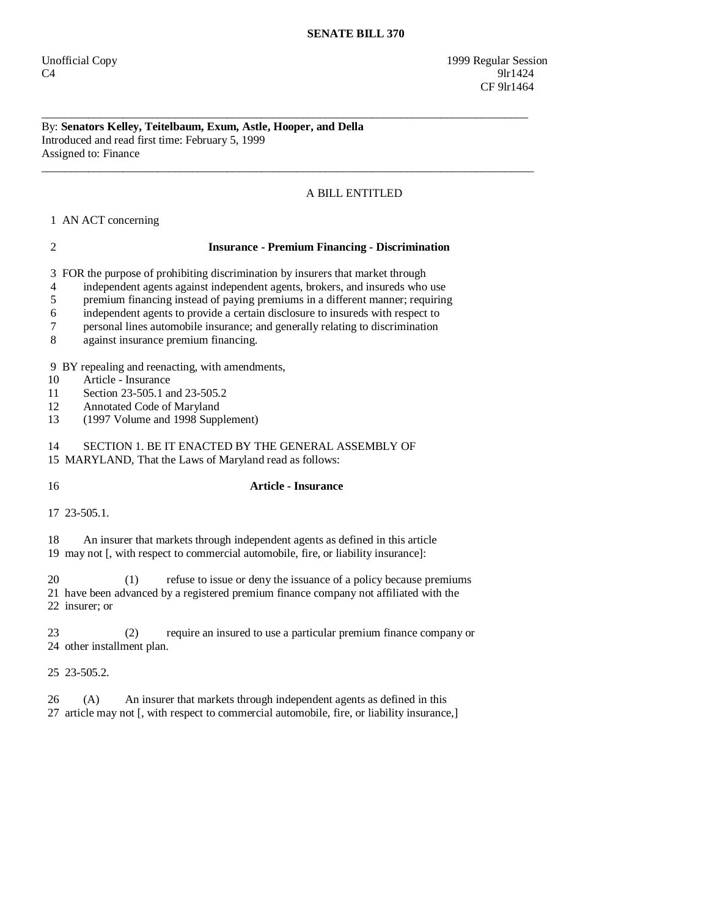**SENATE BILL 370**

Unofficial Copy 1999 Regular Session
C4 9lr1424
CF 9lr1464

---

By: **Senators Kelley, Teitelbaum, Exum, Astle, Hooper, and Della**
Introduced and read first time: February 5, 1999
Assigned to: Finance

---

A BILL ENTITLED

1 AN ACT concerning

2 **Insurance - Premium Financing - Discrimination**

3 FOR the purpose of prohibiting discrimination by insurers that market through
4 independent agents against independent agents, brokers, and insureds who use
5 premium financing instead of paying premiums in a different manner; requiring
6 independent agents to provide a certain disclosure to insureds with respect to
7 personal lines automobile insurance; and generally relating to discrimination
8 against insurance premium financing.

9 BY repealing and reenacting, with amendments,
10 Article - Insurance
11 Section 23-505.1 and 23-505.2
12 Annotated Code of Maryland
13 (1997 Volume and 1998 Supplement)

14 SECTION 1. BE IT ENACTED BY THE GENERAL ASSEMBLY OF
15 MARYLAND, That the Laws of Maryland read as follows:

16 **Article - Insurance**

17 23-505.1.

18 An insurer that markets through independent agents as defined in this article
19 may not [, with respect to commercial automobile, fire, or liability insurance]:

20 (1) refuse to issue or deny the issuance of a policy because premiums
21 have been advanced by a registered premium finance company not affiliated with the
22 insurer; or

23 (2) require an insured to use a particular premium finance company or
24 other installment plan.

25 23-505.2.

26 (A) An insurer that markets through independent agents as defined in this
27 article may not [, with respect to commercial automobile, fire, or liability insurance,]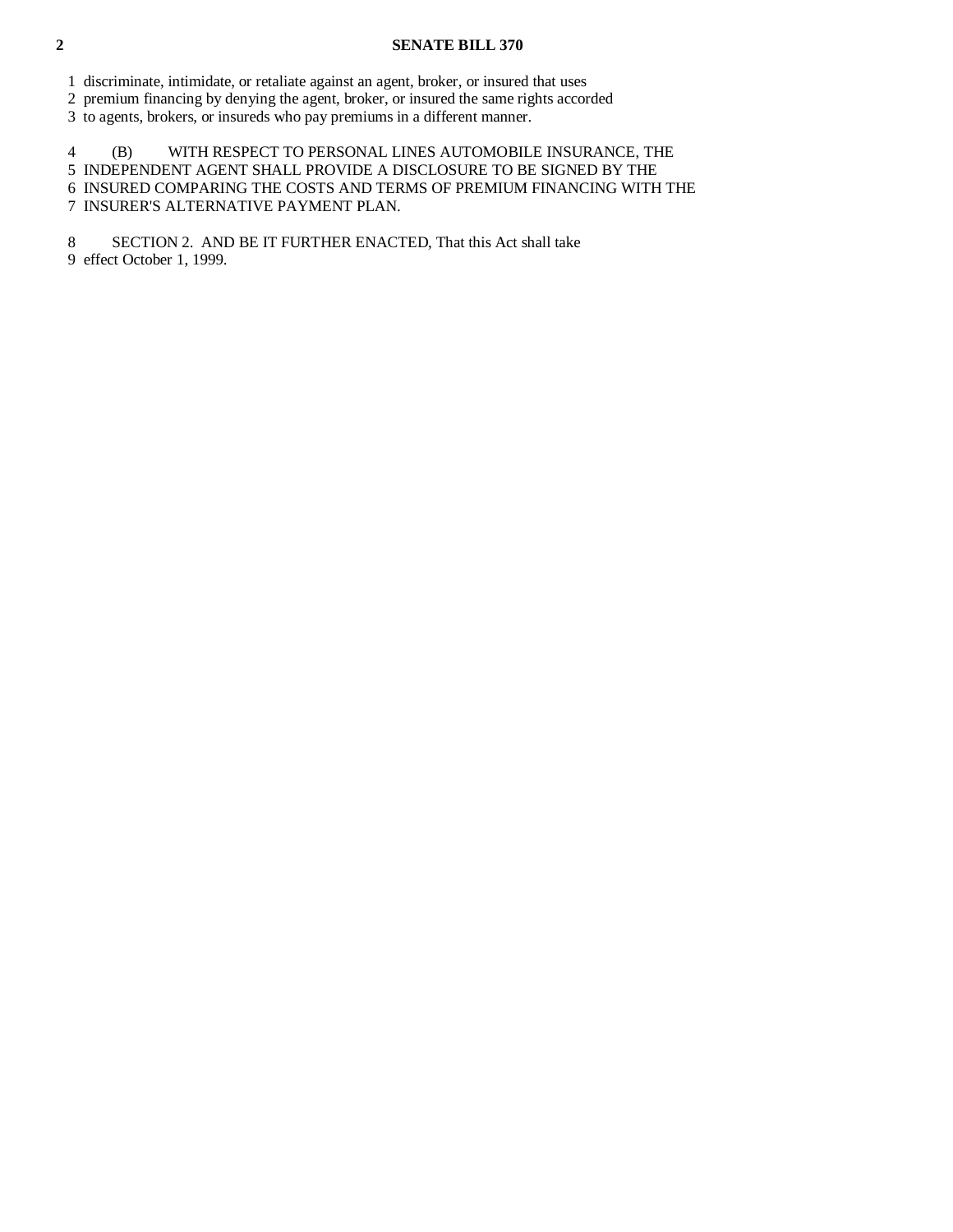discriminate, intimidate, or retaliate against an agent, broker, or insured that uses premium financing by denying the agent, broker, or insured the same rights accorded to agents, brokers, or insureds who pay premiums in a different manner.

(B) WITH RESPECT TO PERSONAL LINES AUTOMOBILE INSURANCE, THE INDEPENDENT AGENT SHALL PROVIDE A DISCLOSURE TO BE SIGNED BY THE INSURED COMPARING THE COSTS AND TERMS OF PREMIUM FINANCING WITH THE INSURER'S ALTERNATIVE PAYMENT PLAN.

SECTION 2. AND BE IT FURTHER ENACTED, That this Act shall take effect October 1, 1999.